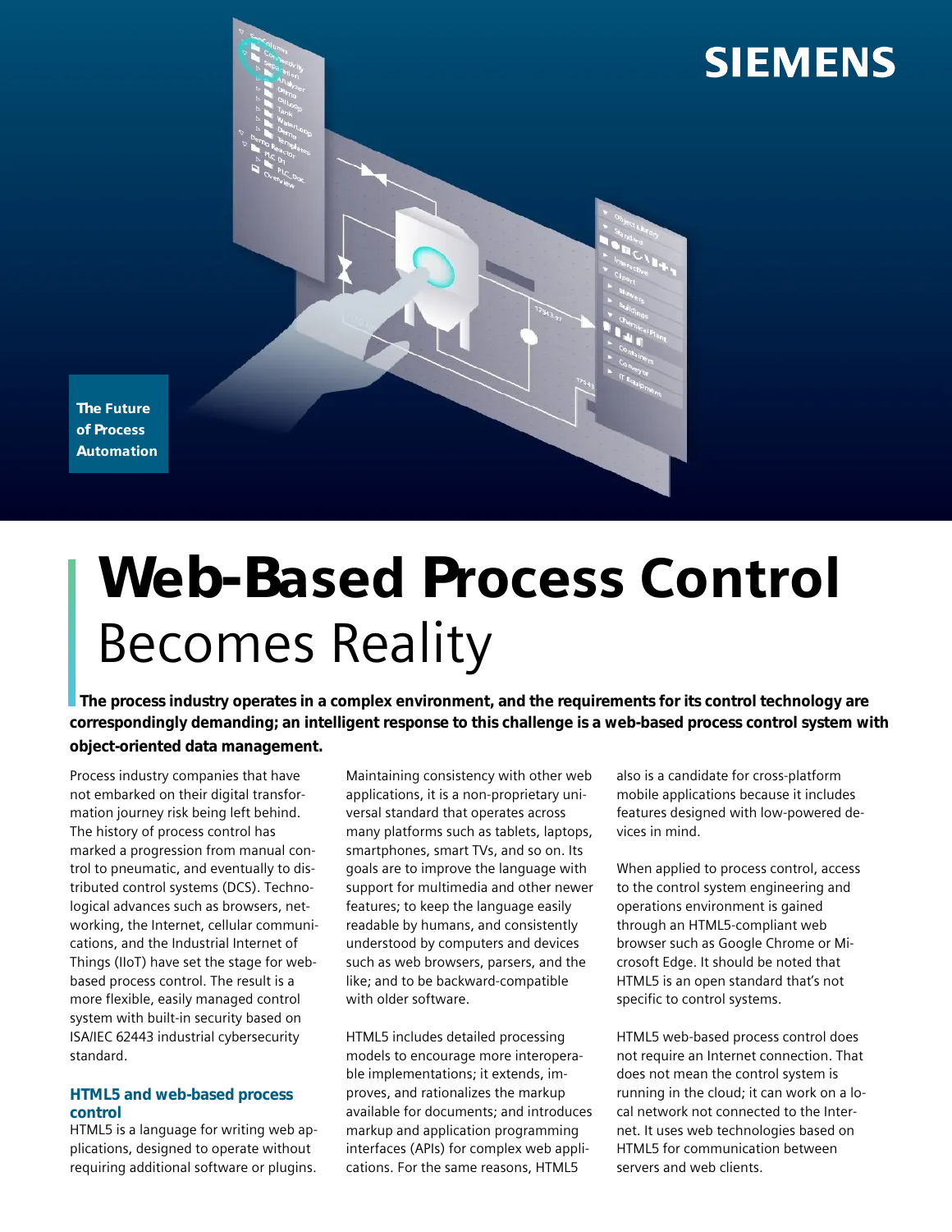SIEMENS

The Future of Process Automation

# Web-Based Process Control Becomes Reality

**The process industry operates in a complex environment, and the requirements for its control technology are correspondingly demanding; an intelligent response to this challenge is a web-based process control system with object-oriented data management.**

Process industry companies that have not embarked on their digital transformation journey risk being left behind. The history of process control has marked a progression from manual control to pneumatic, and eventually to distributed control systems (DCS). Technological advances such as browsers, networking, the Internet, cellular communications, and the Industrial Internet of Things (IIoT) have set the stage for web-based process control. The result is a more flexible, easily managed control system with built-in security based on ISA/IEC 62443 industrial cybersecurity standard.

### HTML5 and web-based process control

HTML5 is a language for writing web applications, designed to operate without requiring additional software or plugins. Maintaining consistency with other web applications, it is a non-proprietary universal standard that operates across many platforms such as tablets, laptops, smartphones, smart TVs, and so on. Its goals are to improve the language with support for multimedia and other newer features; to keep the language easily readable by humans, and consistently understood by computers and devices such as web browsers, parsers, and the like; and to be backward-compatible with older software.

HTML5 includes detailed processing models to encourage more interoperable implementations; it extends, improves, and rationalizes the markup available for documents; and introduces markup and application programming interfaces (APIs) for complex web applications. For the same reasons, HTML5 also is a candidate for cross-platform mobile applications because it includes features designed with low-powered devices in mind.

When applied to process control, access to the control system engineering and operations environment is gained through an HTML5-compliant web browser such as Google Chrome or Microsoft Edge. It should be noted that HTML5 is an open standard that's not specific to control systems.

HTML5 web-based process control does not require an Internet connection. That does not mean the control system is running in the cloud; it can work on a local network not connected to the Internet. It uses web technologies based on HTML5 for communication between servers and web clients.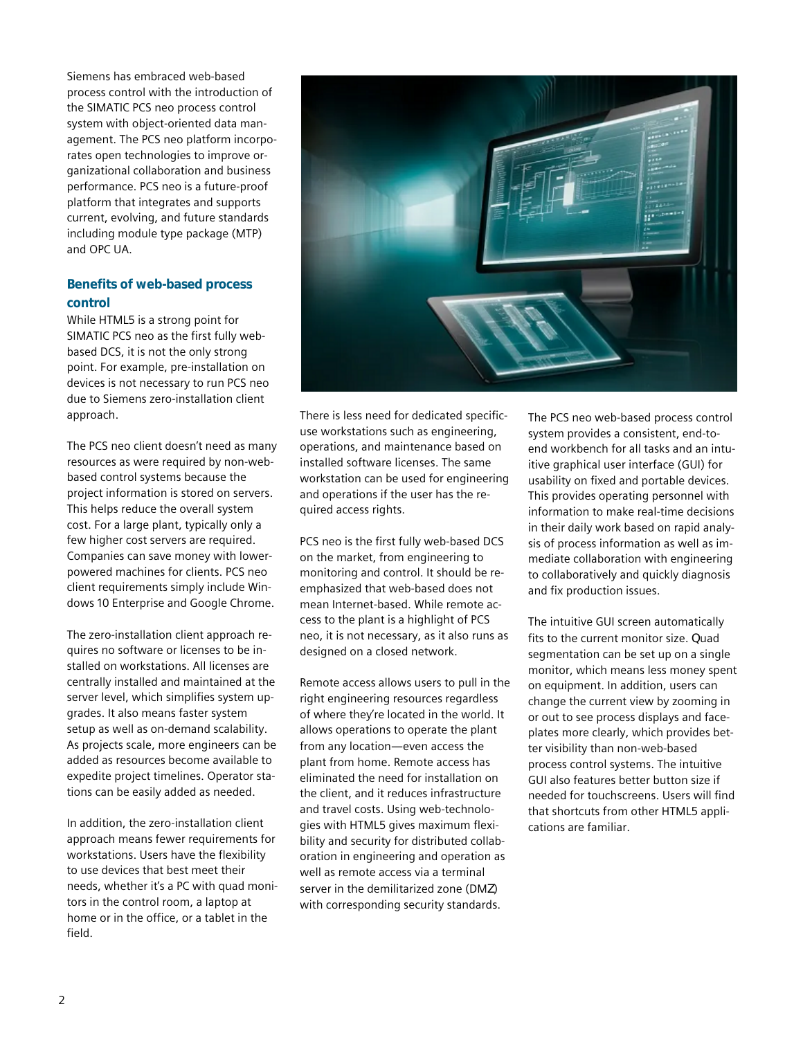Siemens has embraced web-based process control with the introduction of the SIMATIC PCS neo process control system with object-oriented data management. The PCS neo platform incorporates open technologies to improve organizational collaboration and business performance. PCS neo is a future-proof platform that integrates and supports current, evolving, and future standards including module type package (MTP) and OPC UA.

## Benefits of web-based process control

While HTML5 is a strong point for SIMATIC PCS neo as the first fully web-based DCS, it is not the only strong point. For example, pre-installation on devices is not necessary to run PCS neo due to Siemens zero-installation client approach.

The PCS neo client doesn't need as many resources as were required by non-web-based control systems because the project information is stored on servers. This helps reduce the overall system cost. For a large plant, typically only a few higher cost servers are required. Companies can save money with lower-powered machines for clients. PCS neo client requirements simply include Windows 10 Enterprise and Google Chrome.

The zero-installation client approach requires no software or licenses to be installed on workstations. All licenses are centrally installed and maintained at the server level, which simplifies system upgrades. It also means faster system setup as well as on-demand scalability. As projects scale, more engineers can be added as resources become available to expedite project timelines. Operator stations can be easily added as needed.

In addition, the zero-installation client approach means fewer requirements for workstations. Users have the flexibility to use devices that best meet their needs, whether it's a PC with quad monitors in the control room, a laptop at home or in the office, or a tablet in the field.

There is less need for dedicated specific-use workstations such as engineering, operations, and maintenance based on installed software licenses. The same workstation can be used for engineering and operations if the user has the required access rights.

PCS neo is the first fully web-based DCS on the market, from engineering to monitoring and control. It should be re-emphasized that web-based does not mean Internet-based. While remote access to the plant is a highlight of PCS neo, it is not necessary, as it also runs as designed on a closed network.

Remote access allows users to pull in the right engineering resources regardless of where they're located in the world. It allows operations to operate the plant from any location—even access the plant from home. Remote access has eliminated the need for installation on the client, and it reduces infrastructure and travel costs. Using web-technologies with HTML5 gives maximum flexibility and security for distributed collaboration in engineering and operation as well as remote access via a terminal server in the demilitarized zone (DMZ) with corresponding security standards.

The PCS neo web-based process control system provides a consistent, end-to-end workbench for all tasks and an intuitive graphical user interface (GUI) for usability on fixed and portable devices. This provides operating personnel with information to make real-time decisions in their daily work based on rapid analysis of process information as well as immediate collaboration with engineering to collaboratively and quickly diagnosis and fix production issues.

The intuitive GUI screen automatically fits to the current monitor size. Quad segmentation can be set up on a single monitor, which means less money spent on equipment. In addition, users can change the current view by zooming in or out to see process displays and faceplates more clearly, which provides better visibility than non-web-based process control systems. The intuitive GUI also features better button size if needed for touchscreens. Users will find that shortcuts from other HTML5 applications are familiar.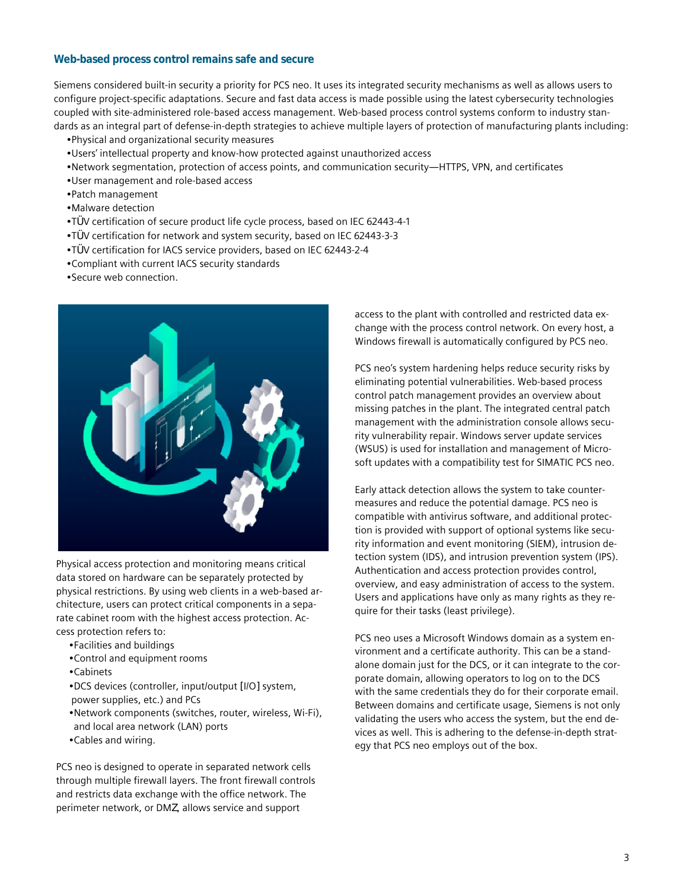### Web-based process control remains safe and secure

Siemens considered built-in security a priority for PCS neo. It uses its integrated security mechanisms as well as allows users to configure project-specific adaptations. Secure and fast data access is made possible using the latest cybersecurity technologies coupled with site-administered role-based access management. Web-based process control systems conform to industry standards as an integral part of defense-in-depth strategies to achieve multiple layers of protection of manufacturing plants including:

- Physical and organizational security measures
- Users' intellectual property and know-how protected against unauthorized access
- Network segmentation, protection of access points, and communication security—HTTPS, VPN, and certificates
- User management and role-based access
- Patch management
- Malware detection
- TÜV certification of secure product life cycle process, based on IEC 62443-4-1
- TÜV certification for network and system security, based on IEC 62443-3-3
- TÜV certification for IACS service providers, based on IEC 62443-2-4
- Compliant with current IACS security standards
- Secure web connection.

Physical access protection and monitoring means critical data stored on hardware can be separately protected by physical restrictions. By using web clients in a web-based architecture, users can protect critical components in a separate cabinet room with the highest access protection. Access protection refers to:

- Facilities and buildings
- Control and equipment rooms
- Cabinets
- DCS devices (controller, input/output [I/O] system, power supplies, etc.) and PCs
- Network components (switches, router, wireless, Wi-Fi), and local area network (LAN) ports
- Cables and wiring.

PCS neo is designed to operate in separated network cells through multiple firewall layers. The front firewall controls and restricts data exchange with the office network. The perimeter network, or DMZ, allows service and support access to the plant with controlled and restricted data exchange with the process control network. On every host, a Windows firewall is automatically configured by PCS neo.

PCS neo's system hardening helps reduce security risks by eliminating potential vulnerabilities. Web-based process control patch management provides an overview about missing patches in the plant. The integrated central patch management with the administration console allows security vulnerability repair. Windows server update services (WSUS) is used for installation and management of Microsoft updates with a compatibility test for SIMATIC PCS neo.

Early attack detection allows the system to take countermeasures and reduce the potential damage. PCS neo is compatible with antivirus software, and additional protection is provided with support of optional systems like security information and event monitoring (SIEM), intrusion detection system (IDS), and intrusion prevention system (IPS). Authentication and access protection provides control, overview, and easy administration of access to the system. Users and applications have only as many rights as they require for their tasks (least privilege).

PCS neo uses a Microsoft Windows domain as a system environment and a certificate authority. This can be a standalone domain just for the DCS, or it can integrate to the corporate domain, allowing operators to log on to the DCS with the same credentials they do for their corporate email. Between domains and certificate usage, Siemens is not only validating the users who access the system, but the end devices as well. This is adhering to the defense-in-depth strategy that PCS neo employs out of the box.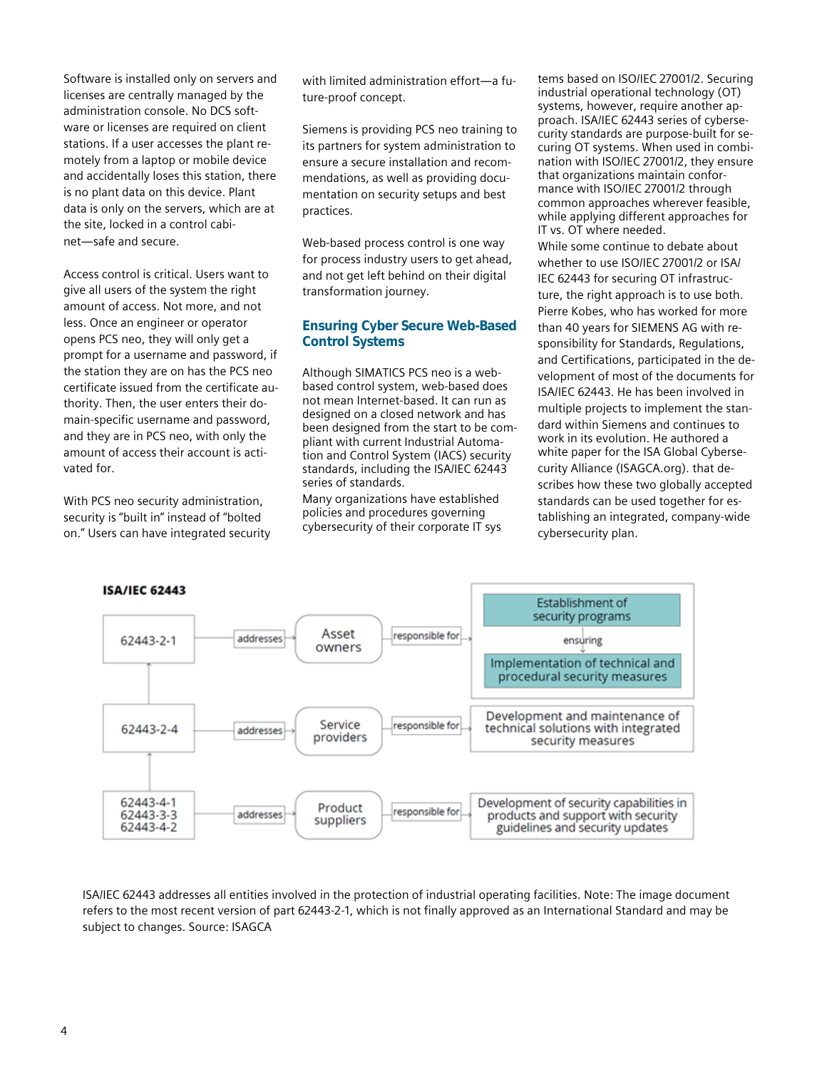Software is installed only on servers and licenses are centrally managed by the administration console. No DCS software or licenses are required on client stations. If a user accesses the plant remotely from a laptop or mobile device and accidentally loses this station, there is no plant data on this device. Plant data is only on the servers, which are at the site, locked in a control cabinet—safe and secure.

Access control is critical. Users want to give all users of the system the right amount of access. Not more, and not less. Once an engineer or operator opens PCS neo, they will only get a prompt for a username and password, if the station they are on has the PCS neo certificate issued from the certificate authority. Then, the user enters their domain-specific username and password, and they are in PCS neo, with only the amount of access their account is activated for.

With PCS neo security administration, security is "built in" instead of "bolted on." Users can have integrated security with limited administration effort—a future-proof concept.

Siemens is providing PCS neo training to its partners for system administration to ensure a secure installation and recommendations, as well as providing documentation on security setups and best practices.

Web-based process control is one way for process industry users to get ahead, and not get left behind on their digital transformation journey.

## Ensuring Cyber Secure Web-Based Control Systems

Although SIMATICS PCS neo is a web-based control system, web-based does not mean Internet-based. It can run as designed on a closed network and has been designed from the start to be compliant with current Industrial Automation and Control System (IACS) security standards, including the ISA/IEC 62443 series of standards.

Many organizations have established policies and procedures governing cybersecurity of their corporate IT systems based on ISO/IEC 27001/2. Securing industrial operational technology (OT) systems, however, require another approach. ISA/IEC 62443 series of cybersecurity standards are purpose-built for securing OT systems. When used in combination with ISO/IEC 27001/2, they ensure that organizations maintain conformance with ISO/IEC 27001/2 through common approaches wherever feasible, while applying different approaches for IT vs. OT where needed.

While some continue to debate about whether to use ISO/IEC 27001/2 or ISA/IEC 62443 for securing OT infrastructure, the right approach is to use both. Pierre Kobes, who has worked for more than 40 years for SIEMENS AG with responsibility for Standards, Regulations, and Certifications, participated in the development of most of the documents for ISA/IEC 62443. He has been involved in multiple projects to implement the standard within Siemens and continues to work in its evolution. He authored a white paper for the ISA Global Cybersecurity Alliance (ISAGCA.org). that describes how these two globally accepted standards can be used together for establishing an integrated, company-wide cybersecurity plan.

**ISA/IEC 62443**

| Standard | | Entity | | Responsibility |
|---|---|---|---|---|
| 62443-2-1 | addresses | Asset owners | responsible for | Establishment of security programs ensuring Implementation of technical and procedural security measures |
| 62443-2-4 | addresses | Service providers | responsible for | Development and maintenance of technical solutions with integrated security measures |
| 62443-4-1, 62443-3-3, 62443-4-2 | addresses | Product suppliers | responsible for | Development of security capabilities in products and support with security guidelines and security updates |

ISA/IEC 62443 addresses all entities involved in the protection of industrial operating facilities. Note: The image document refers to the most recent version of part 62443-2-1, which is not finally approved as an International Standard and may be subject to changes. Source: ISAGCA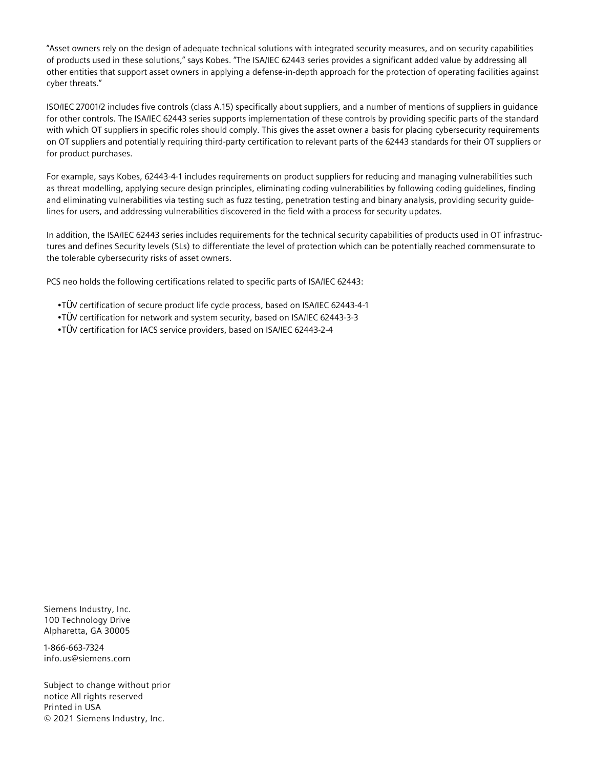"Asset owners rely on the design of adequate technical solutions with integrated security measures, and on security capabilities of products used in these solutions," says Kobes. "The ISA/IEC 62443 series provides a significant added value by addressing all other entities that support asset owners in applying a defense-in-depth approach for the protection of operating facilities against cyber threats."

ISO/IEC 27001/2 includes five controls (class A.15) specifically about suppliers, and a number of mentions of suppliers in guidance for other controls. The ISA/IEC 62443 series supports implementation of these controls by providing specific parts of the standard with which OT suppliers in specific roles should comply. This gives the asset owner a basis for placing cybersecurity requirements on OT suppliers and potentially requiring third-party certification to relevant parts of the 62443 standards for their OT suppliers or for product purchases.

For example, says Kobes, 62443-4-1 includes requirements on product suppliers for reducing and managing vulnerabilities such as threat modelling, applying secure design principles, eliminating coding vulnerabilities by following coding guidelines, finding and eliminating vulnerabilities via testing such as fuzz testing, penetration testing and binary analysis, providing security guidelines for users, and addressing vulnerabilities discovered in the field with a process for security updates.

In addition, the ISA/IEC 62443 series includes requirements for the technical security capabilities of products used in OT infrastructures and defines Security levels (SLs) to differentiate the level of protection which can be potentially reached commensurate to the tolerable cybersecurity risks of asset owners.

PCS neo holds the following certifications related to specific parts of ISA/IEC 62443:

- TÜV certification of secure product life cycle process, based on ISA/IEC 62443-4-1
- TÜV certification for network and system security, based on ISA/IEC 62443-3-3
- TÜV certification for IACS service providers, based on ISA/IEC 62443-2-4

Siemens Industry, Inc.
100 Technology Drive
Alpharetta, GA 30005

1-866-663-7324
info.us@siemens.com

Subject to change without prior notice All rights reserved
Printed in USA
© 2021 Siemens Industry, Inc.